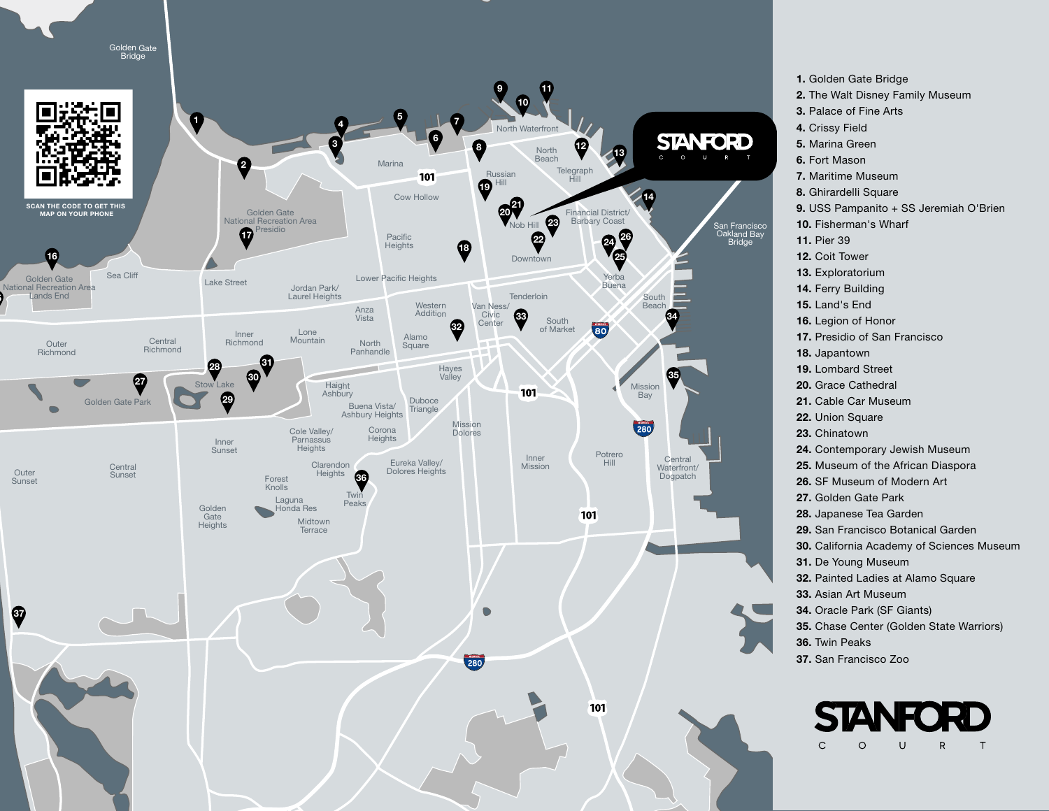STANFORD COURT

SCAN THE CODE TO GET THIS MAP ON YOUR PHONE

1. Golden Gate Bridge
2. The Walt Disney Family Museum
3. Palace of Fine Arts
4. Crissy Field
5. Marina Green
6. Fort Mason
7. Maritime Museum
8. Ghirardelli Square
9. USS Pampanito + SS Jeremiah O'Brien
10. Fisherman's Wharf
11. Pier 39
12. Coit Tower
13. Exploratorium
14. Ferry Building
15. Land's End
16. Legion of Honor
17. Presidio of San Francisco
18. Japantown
19. Lombard Street
20. Grace Cathedral
21. Cable Car Museum
22. Union Square
23. Chinatown
24. Contemporary Jewish Museum
25. Museum of the African Diaspora
26. SF Museum of Modern Art
27. Golden Gate Park
28. Japanese Tea Garden
29. San Francisco Botanical Garden
30. California Academy of Sciences Museum
31. De Young Museum
32. Painted Ladies at Alamo Square
33. Asian Art Museum
34. Oracle Park (SF Giants)
35. Chase Center (Golden State Warriors)
36. Twin Peaks
37. San Francisco Zoo

STANFORD COURT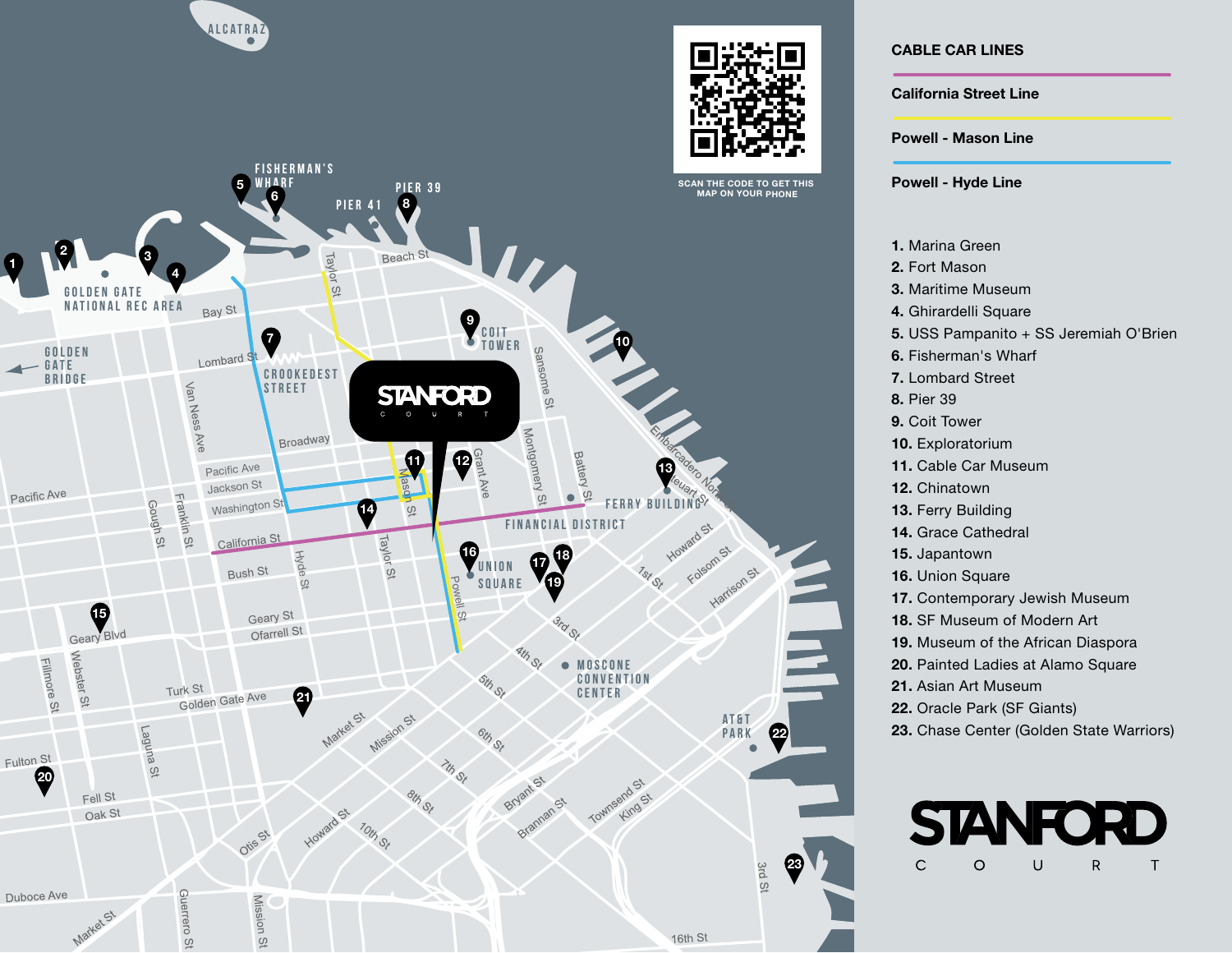## CABLE CAR LINES

- California Street Line
- Powell - Mason Line
- Powell - Hyde Line

1. Marina Green
2. Fort Mason
3. Maritime Museum
4. Ghirardelli Square
5. USS Pampanito + SS Jeremiah O'Brien
6. Fisherman's Wharf
7. Lombard Street
8. Pier 39
9. Coit Tower
10. Exploratorium
11. Cable Car Museum
12. Chinatown
13. Ferry Building
14. Grace Cathedral
15. Japantown
16. Union Square
17. Contemporary Jewish Museum
18. SF Museum of Modern Art
19. Museum of the African Diaspora
20. Painted Ladies at Alamo Square
21. Asian Art Museum
22. Oracle Park (SF Giants)
23. Chase Center (Golden State Warriors)

SCAN THE CODE TO GET THIS MAP ON YOUR PHONE

STANFORD COURT